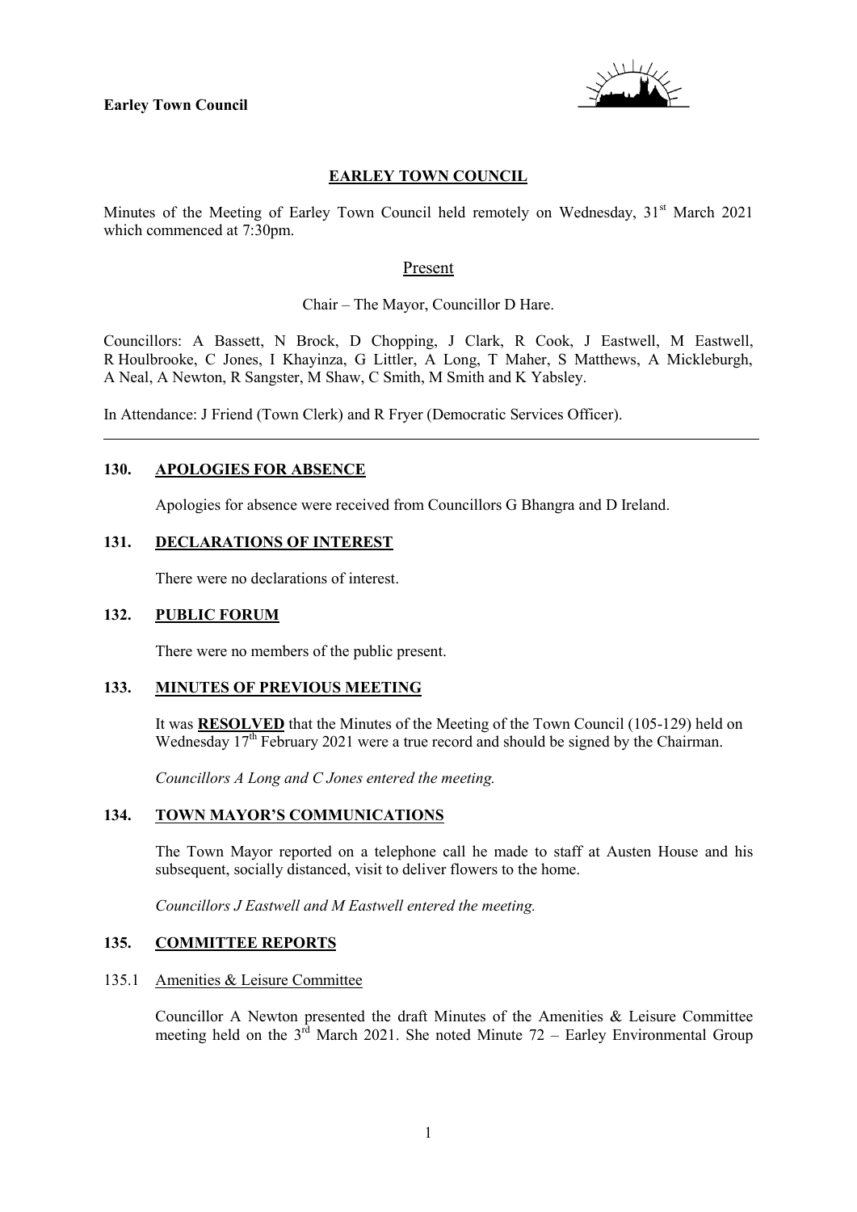**Earley Town Council**

# EARLEY TOWN COUNCIL

Minutes of the Meeting of Earley Town Council held remotely on Wednesday, 31st March 2021 which commenced at 7:30pm.

## Present

Chair – The Mayor, Councillor D Hare.

Councillors: A Bassett, N Brock, D Chopping, J Clark, R Cook, J Eastwell, M Eastwell, R Houlbrooke, C Jones, I Khayinza, G Littler, A Long, T Maher, S Matthews, A Mickleburgh, A Neal, A Newton, R Sangster, M Shaw, C Smith, M Smith and K Yabsley.

In Attendance: J Friend (Town Clerk) and R Fryer (Democratic Services Officer).

---

### 130. APOLOGIES FOR ABSENCE

Apologies for absence were received from Councillors G Bhangra and D Ireland.

### 131. DECLARATIONS OF INTEREST

There were no declarations of interest.

### 132. PUBLIC FORUM

There were no members of the public present.

### 133. MINUTES OF PREVIOUS MEETING

It was **RESOLVED** that the Minutes of the Meeting of the Town Council (105-129) held on Wednesday 17th February 2021 were a true record and should be signed by the Chairman.

*Councillors A Long and C Jones entered the meeting.*

### 134. TOWN MAYOR'S COMMUNICATIONS

The Town Mayor reported on a telephone call he made to staff at Austen House and his subsequent, socially distanced, visit to deliver flowers to the home.

*Councillors J Eastwell and M Eastwell entered the meeting.*

### 135. COMMITTEE REPORTS

135.1 Amenities & Leisure Committee

Councillor A Newton presented the draft Minutes of the Amenities & Leisure Committee meeting held on the 3rd March 2021. She noted Minute 72 – Earley Environmental Group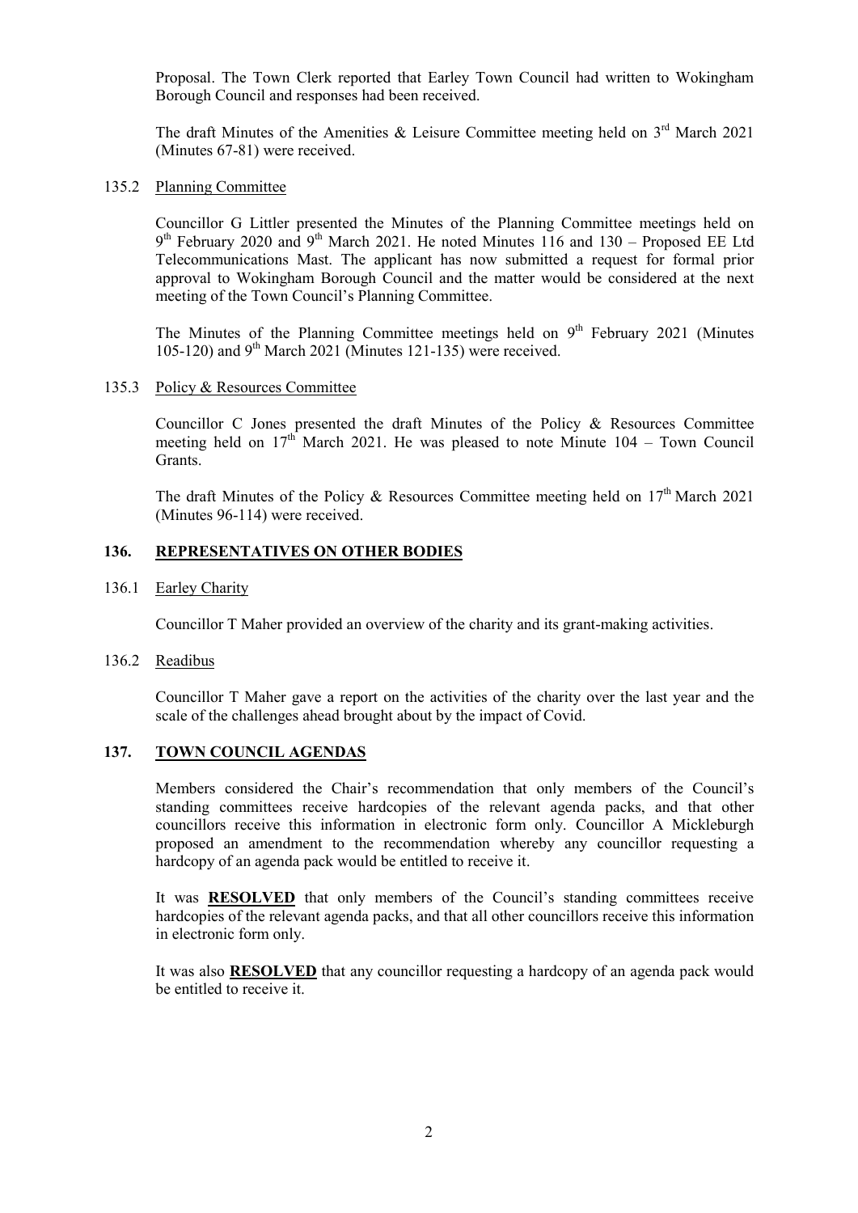Proposal. The Town Clerk reported that Earley Town Council had written to Wokingham Borough Council and responses had been received.

The draft Minutes of the Amenities & Leisure Committee meeting held on 3rd March 2021 (Minutes 67-81) were received.

135.2 Planning Committee

Councillor G Littler presented the Minutes of the Planning Committee meetings held on 9th February 2020 and 9th March 2021. He noted Minutes 116 and 130 – Proposed EE Ltd Telecommunications Mast. The applicant has now submitted a request for formal prior approval to Wokingham Borough Council and the matter would be considered at the next meeting of the Town Council's Planning Committee.

The Minutes of the Planning Committee meetings held on 9th February 2021 (Minutes 105-120) and 9th March 2021 (Minutes 121-135) were received.

135.3 Policy & Resources Committee

Councillor C Jones presented the draft Minutes of the Policy & Resources Committee meeting held on 17th March 2021. He was pleased to note Minute 104 – Town Council Grants.

The draft Minutes of the Policy & Resources Committee meeting held on 17th March 2021 (Minutes 96-114) were received.

## 136. REPRESENTATIVES ON OTHER BODIES

136.1 Earley Charity

Councillor T Maher provided an overview of the charity and its grant-making activities.

136.2 Readibus

Councillor T Maher gave a report on the activities of the charity over the last year and the scale of the challenges ahead brought about by the impact of Covid.

## 137. TOWN COUNCIL AGENDAS

Members considered the Chair's recommendation that only members of the Council's standing committees receive hardcopies of the relevant agenda packs, and that other councillors receive this information in electronic form only. Councillor A Mickleburgh proposed an amendment to the recommendation whereby any councillor requesting a hardcopy of an agenda pack would be entitled to receive it.

It was **RESOLVED** that only members of the Council's standing committees receive hardcopies of the relevant agenda packs, and that all other councillors receive this information in electronic form only.

It was also **RESOLVED** that any councillor requesting a hardcopy of an agenda pack would be entitled to receive it.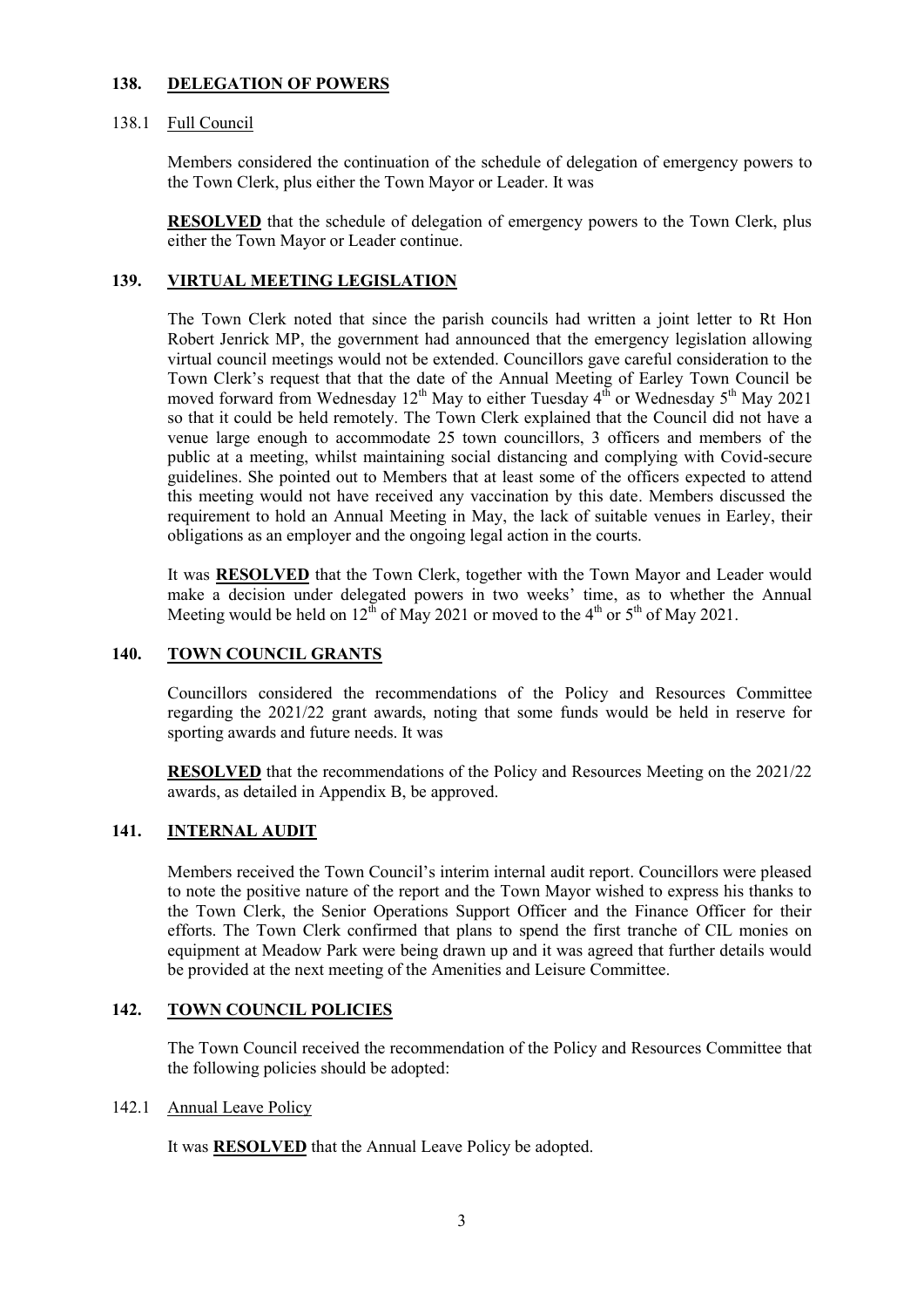## 138. DELEGATION OF POWERS

### 138.1 Full Council

Members considered the continuation of the schedule of delegation of emergency powers to the Town Clerk, plus either the Town Mayor or Leader. It was

**RESOLVED** that the schedule of delegation of emergency powers to the Town Clerk, plus either the Town Mayor or Leader continue.

## 139. VIRTUAL MEETING LEGISLATION

The Town Clerk noted that since the parish councils had written a joint letter to Rt Hon Robert Jenrick MP, the government had announced that the emergency legislation allowing virtual council meetings would not be extended. Councillors gave careful consideration to the Town Clerk's request that that the date of the Annual Meeting of Earley Town Council be moved forward from Wednesday 12th May to either Tuesday 4th or Wednesday 5th May 2021 so that it could be held remotely. The Town Clerk explained that the Council did not have a venue large enough to accommodate 25 town councillors, 3 officers and members of the public at a meeting, whilst maintaining social distancing and complying with Covid-secure guidelines. She pointed out to Members that at least some of the officers expected to attend this meeting would not have received any vaccination by this date. Members discussed the requirement to hold an Annual Meeting in May, the lack of suitable venues in Earley, their obligations as an employer and the ongoing legal action in the courts.

It was **RESOLVED** that the Town Clerk, together with the Town Mayor and Leader would make a decision under delegated powers in two weeks' time, as to whether the Annual Meeting would be held on 12th of May 2021 or moved to the 4th or 5th of May 2021.

## 140. TOWN COUNCIL GRANTS

Councillors considered the recommendations of the Policy and Resources Committee regarding the 2021/22 grant awards, noting that some funds would be held in reserve for sporting awards and future needs. It was

**RESOLVED** that the recommendations of the Policy and Resources Meeting on the 2021/22 awards, as detailed in Appendix B, be approved.

## 141. INTERNAL AUDIT

Members received the Town Council's interim internal audit report. Councillors were pleased to note the positive nature of the report and the Town Mayor wished to express his thanks to the Town Clerk, the Senior Operations Support Officer and the Finance Officer for their efforts. The Town Clerk confirmed that plans to spend the first tranche of CIL monies on equipment at Meadow Park were being drawn up and it was agreed that further details would be provided at the next meeting of the Amenities and Leisure Committee.

## 142. TOWN COUNCIL POLICIES

The Town Council received the recommendation of the Policy and Resources Committee that the following policies should be adopted:

### 142.1 Annual Leave Policy

It was **RESOLVED** that the Annual Leave Policy be adopted.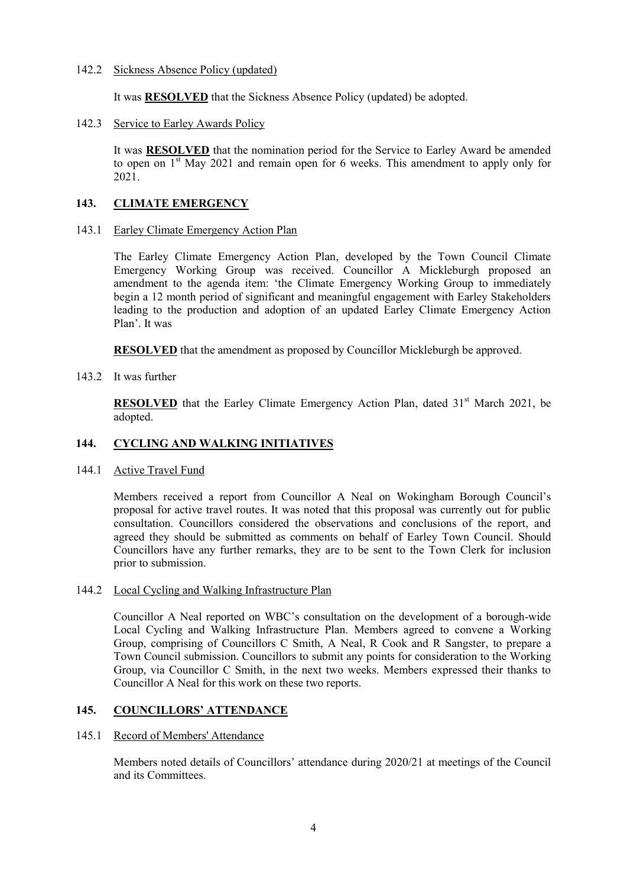142.2 Sickness Absence Policy (updated)

It was **RESOLVED** that the Sickness Absence Policy (updated) be adopted.

142.3 Service to Earley Awards Policy

It was **RESOLVED** that the nomination period for the Service to Earley Award be amended to open on 1st May 2021 and remain open for 6 weeks. This amendment to apply only for 2021.

## 143. CLIMATE EMERGENCY

143.1 Earley Climate Emergency Action Plan

The Earley Climate Emergency Action Plan, developed by the Town Council Climate Emergency Working Group was received. Councillor A Mickleburgh proposed an amendment to the agenda item: 'the Climate Emergency Working Group to immediately begin a 12 month period of significant and meaningful engagement with Earley Stakeholders leading to the production and adoption of an updated Earley Climate Emergency Action Plan'. It was

**RESOLVED** that the amendment as proposed by Councillor Mickleburgh be approved.

143.2 It was further

**RESOLVED** that the Earley Climate Emergency Action Plan, dated 31st March 2021, be adopted.

## 144. CYCLING AND WALKING INITIATIVES

144.1 Active Travel Fund

Members received a report from Councillor A Neal on Wokingham Borough Council's proposal for active travel routes. It was noted that this proposal was currently out for public consultation. Councillors considered the observations and conclusions of the report, and agreed they should be submitted as comments on behalf of Earley Town Council. Should Councillors have any further remarks, they are to be sent to the Town Clerk for inclusion prior to submission.

144.2 Local Cycling and Walking Infrastructure Plan

Councillor A Neal reported on WBC's consultation on the development of a borough-wide Local Cycling and Walking Infrastructure Plan. Members agreed to convene a Working Group, comprising of Councillors C Smith, A Neal, R Cook and R Sangster, to prepare a Town Council submission. Councillors to submit any points for consideration to the Working Group, via Councillor C Smith, in the next two weeks. Members expressed their thanks to Councillor A Neal for this work on these two reports.

## 145. COUNCILLORS' ATTENDANCE

145.1 Record of Members' Attendance

Members noted details of Councillors' attendance during 2020/21 at meetings of the Council and its Committees.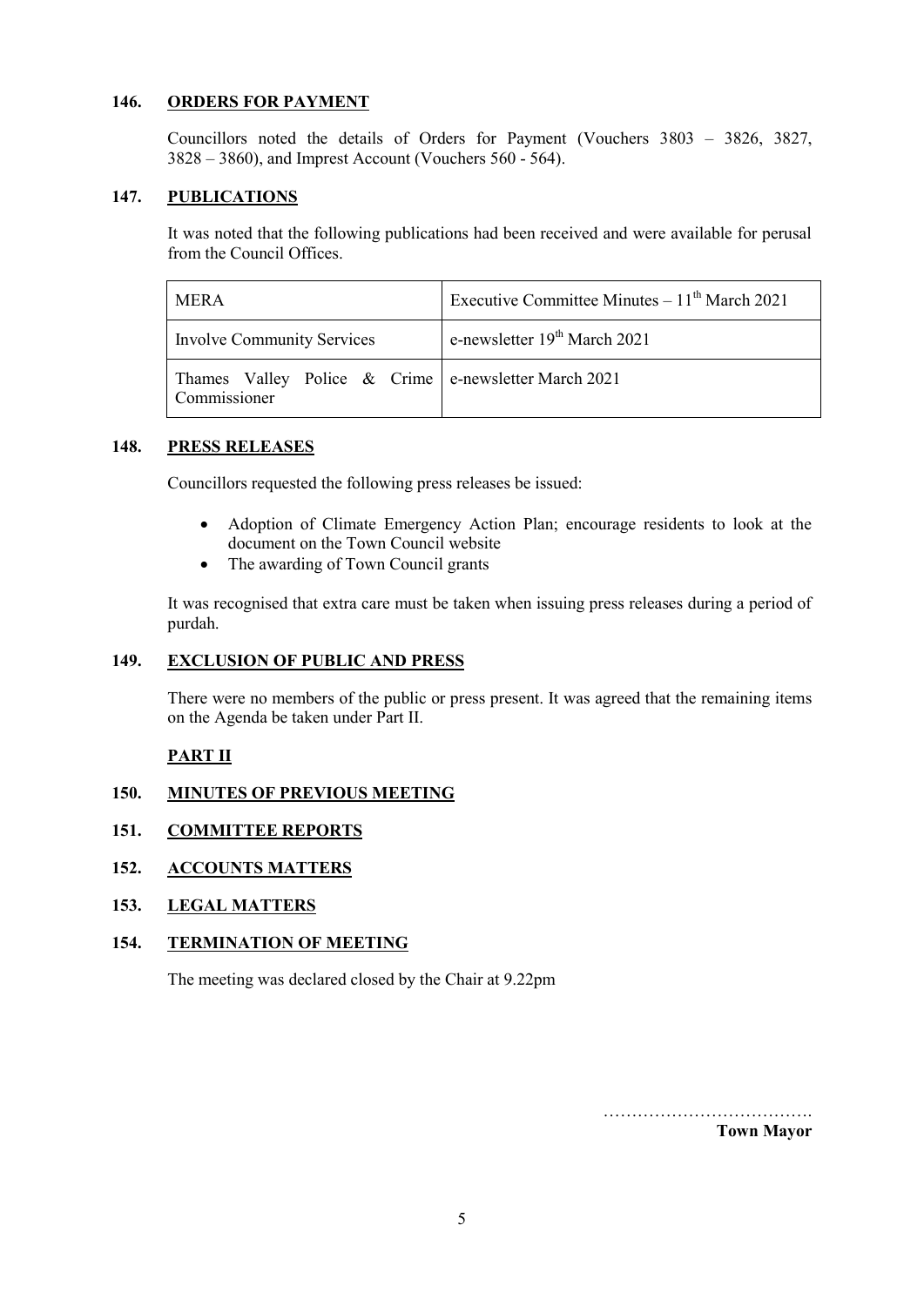## 146. ORDERS FOR PAYMENT

Councillors noted the details of Orders for Payment (Vouchers 3803 – 3826, 3827, 3828 – 3860), and Imprest Account (Vouchers 560 - 564).

## 147. PUBLICATIONS

It was noted that the following publications had been received and were available for perusal from the Council Offices.

| | |
|---|---|
| MERA | Executive Committee Minutes – 11th March 2021 |
| Involve Community Services | e-newsletter 19th March 2021 |
| Thames Valley Police & Crime Commissioner | e-newsletter March 2021 |

## 148. PRESS RELEASES

Councillors requested the following press releases be issued:

- Adoption of Climate Emergency Action Plan; encourage residents to look at the document on the Town Council website
- The awarding of Town Council grants

It was recognised that extra care must be taken when issuing press releases during a period of purdah.

## 149. EXCLUSION OF PUBLIC AND PRESS

There were no members of the public or press present. It was agreed that the remaining items on the Agenda be taken under Part II.

## PART II

## 150. MINUTES OF PREVIOUS MEETING

## 151. COMMITTEE REPORTS

## 152. ACCOUNTS MATTERS

## 153. LEGAL MATTERS

## 154. TERMINATION OF MEETING

The meeting was declared closed by the Chair at 9.22pm

……………………………….

**Town Mayor**